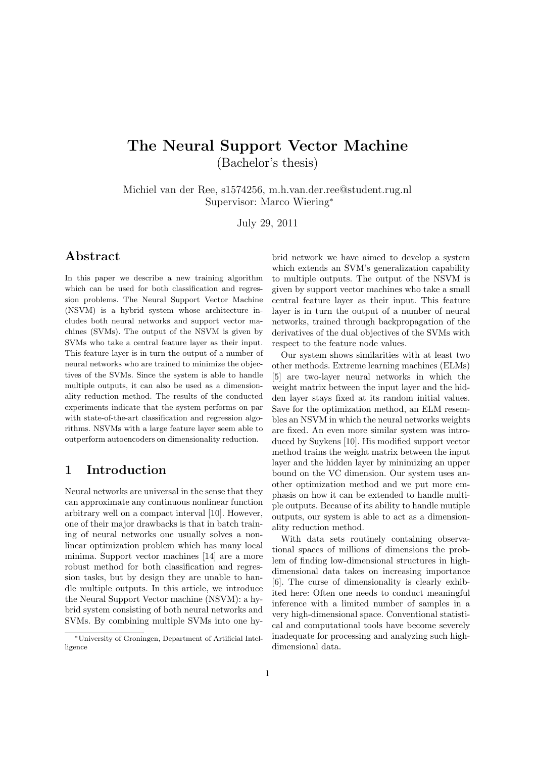# The Neural Support Vector Machine

(Bachelor's thesis)

Michiel van der Ree, s1574256, m.h.van.der.ree@student.rug.nl
Supervisor: Marco Wiering*

July 29, 2011

## Abstract

In this paper we describe a new training algorithm which can be used for both classification and regression problems. The Neural Support Vector Machine (NSVM) is a hybrid system whose architecture includes both neural networks and support vector machines (SVMs). The output of the NSVM is given by SVMs who take a central feature layer as their input. This feature layer is in turn the output of a number of neural networks who are trained to minimize the objectives of the SVMs. Since the system is able to handle multiple outputs, it can also be used as a dimensionality reduction method. The results of the conducted experiments indicate that the system performs on par with state-of-the-art classification and regression algorithms. NSVMs with a large feature layer seem able to outperform autoencoders on dimensionality reduction.

## 1 Introduction

Neural networks are universal in the sense that they can approximate any continuous nonlinear function arbitrary well on a compact interval [10]. However, one of their major drawbacks is that in batch training of neural networks one usually solves a nonlinear optimization problem which has many local minima. Support vector machines [14] are a more robust method for both classification and regression tasks, but by design they are unable to handle multiple outputs. In this article, we introduce the Neural Support Vector machine (NSVM): a hybrid system consisting of both neural networks and SVMs. By combining multiple SVMs into one hybrid network we have aimed to develop a system which extends an SVM's generalization capability to multiple outputs. The output of the NSVM is given by support vector machines who take a small central feature layer as their input. This feature layer is in turn the output of a number of neural networks, trained through backpropagation of the derivatives of the dual objectives of the SVMs with respect to the feature node values.

Our system shows similarities with at least two other methods. Extreme learning machines (ELMs) [5] are two-layer neural networks in which the weight matrix between the input layer and the hidden layer stays fixed at its random initial values. Save for the optimization method, an ELM resembles an NSVM in which the neural networks weights are fixed. An even more similar system was introduced by Suykens [10]. His modified support vector method trains the weight matrix between the input layer and the hidden layer by minimizing an upper bound on the VC dimension. Our system uses another optimization method and we put more emphasis on how it can be extended to handle multiple outputs. Because of its ability to handle mutiple outputs, our system is able to act as a dimensionality reduction method.

With data sets routinely containing observational spaces of millions of dimensions the problem of finding low-dimensional structures in high-dimensional data takes on increasing importance [6]. The curse of dimensionality is clearly exhibited here: Often one needs to conduct meaningful inference with a limited number of samples in a very high-dimensional space. Conventional statistical and computational tools have become severely inadequate for processing and analyzing such high-dimensional data.

*University of Groningen, Department of Artificial Intelligence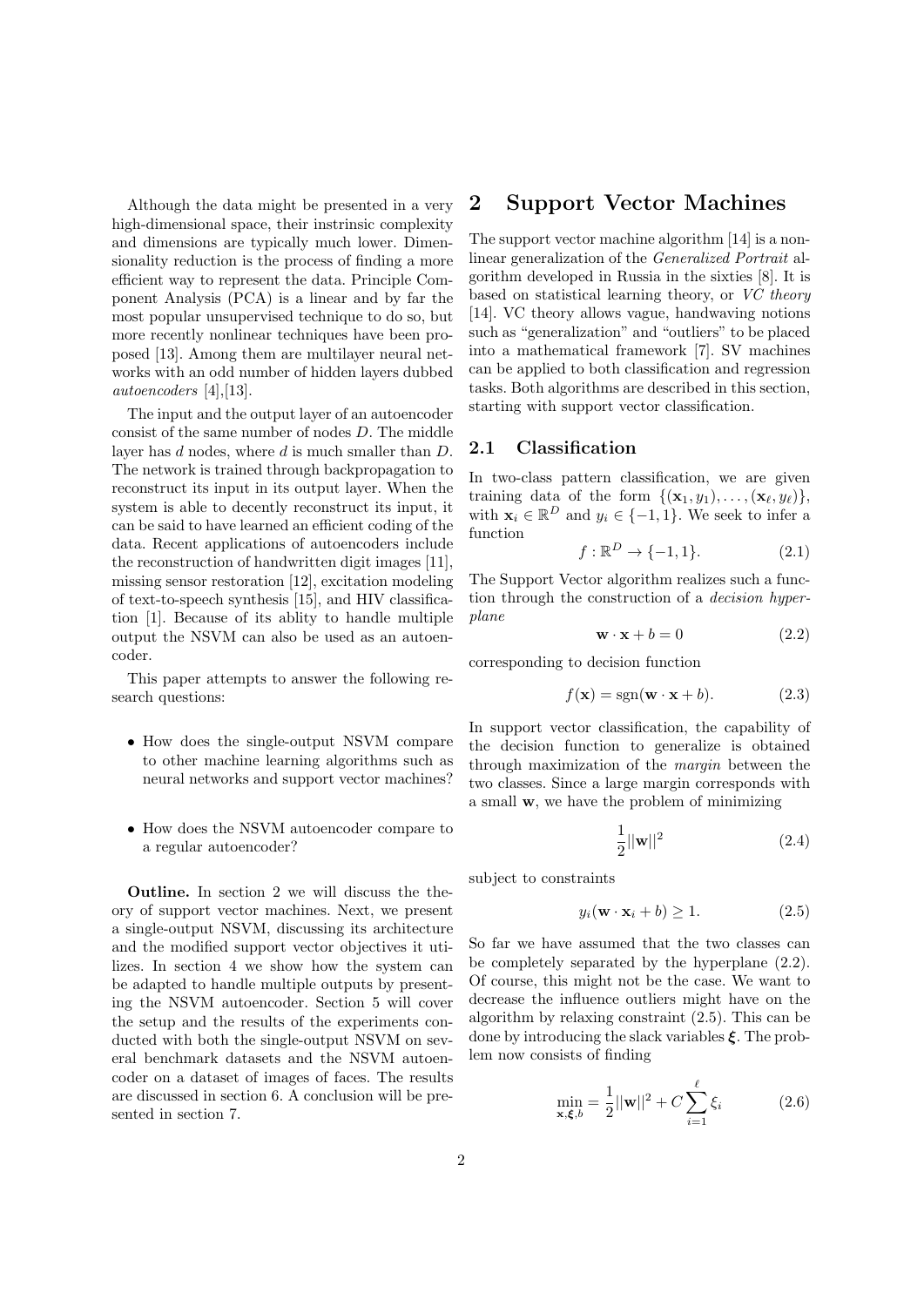Although the data might be presented in a very high-dimensional space, their instrinsic complexity and dimensions are typically much lower. Dimensionality reduction is the process of finding a more efficient way to represent the data. Principle Component Analysis (PCA) is a linear and by far the most popular unsupervised technique to do so, but more recently nonlinear techniques have been proposed [13]. Among them are multilayer neural networks with an odd number of hidden layers dubbed *autoencoders* [4],[13].

The input and the output layer of an autoencoder consist of the same number of nodes $D$. The middle layer has $d$ nodes, where $d$ is much smaller than $D$. The network is trained through backpropagation to reconstruct its input in its output layer. When the system is able to decently reconstruct its input, it can be said to have learned an efficient coding of the data. Recent applications of autoencoders include the reconstruction of handwritten digit images [11], missing sensor restoration [12], excitation modeling of text-to-speech synthesis [15], and HIV classification [1]. Because of its ablity to handle multiple output the NSVM can also be used as an autoencoder.

This paper attempts to answer the following research questions:

- How does the single-output NSVM compare to other machine learning algorithms such as neural networks and support vector machines?
- How does the NSVM autoencoder compare to a regular autoencoder?

**Outline.** In section 2 we will discuss the theory of support vector machines. Next, we present a single-output NSVM, discussing its architecture and the modified support vector objectives it utilizes. In section 4 we show how the system can be adapted to handle multiple outputs by presenting the NSVM autoencoder. Section 5 will cover the setup and the results of the experiments conducted with both the single-output NSVM on several benchmark datasets and the NSVM autoencoder on a dataset of images of faces. The results are discussed in section 6. A conclusion will be presented in section 7.

# 2 Support Vector Machines

The support vector machine algorithm [14] is a nonlinear generalization of the *Generalized Portrait* algorithm developed in Russia in the sixties [8]. It is based on statistical learning theory, or *VC theory* [14]. VC theory allows vague, handwaving notions such as “generalization” and “outliers” to be placed into a mathematical framework [7]. SV machines can be applied to both classification and regression tasks. Both algorithms are described in this section, starting with support vector classification.

## 2.1 Classification

In two-class pattern classification, we are given training data of the form $\{(\mathbf{x}_1, y_1), \ldots, (\mathbf{x}_\ell, y_\ell)\}$, with $\mathbf{x}_i \in \mathbb{R}^D$ and $y_i \in \{-1, 1\}$. We seek to infer a function

$$f : \mathbb{R}^D \to \{-1, 1\}. \tag{2.1}$$

The Support Vector algorithm realizes such a function through the construction of a *decision hyperplane*

$$\mathbf{w} \cdot \mathbf{x} + b = 0 \tag{2.2}$$

corresponding to decision function

$$f(\mathbf{x}) = \operatorname{sgn}(\mathbf{w} \cdot \mathbf{x} + b). \tag{2.3}$$

In support vector classification, the capability of the decision function to generalize is obtained through maximization of the *margin* between the two classes. Since a large margin corresponds with a small $\mathbf{w}$, we have the problem of minimizing

$$\frac{1}{2}||\mathbf{w}||^2 \tag{2.4}$$

subject to constraints

$$y_i(\mathbf{w} \cdot \mathbf{x}_i + b) \geq 1. \tag{2.5}$$

So far we have assumed that the two classes can be completely separated by the hyperplane (2.2). Of course, this might not be the case. We want to decrease the influence outliers might have on the algorithm by relaxing constraint (2.5). This can be done by introducing the slack variables $\boldsymbol{\xi}$. The problem now consists of finding

$$\min_{\mathbf{x}, \boldsymbol{\xi}, b} = \frac{1}{2}||\mathbf{w}||^2 + C\sum_{i=1}^{\ell} \xi_i \tag{2.6}$$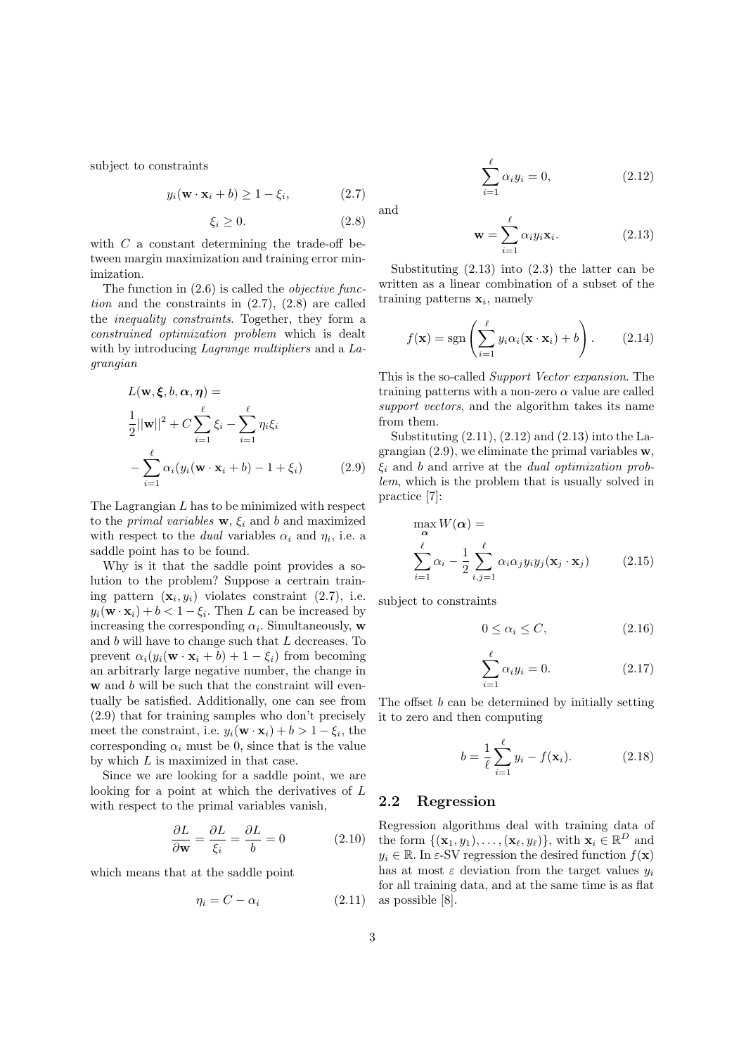subject to constraints

$$y_i(\mathbf{w} \cdot \mathbf{x}_i + b) \geq 1 - \xi_i, \tag{2.7}$$

$$\xi_i \geq 0. \tag{2.8}$$

with $C$ a constant determining the trade-off between margin maximization and training error minimization.

The function in (2.6) is called the *objective function* and the constraints in (2.7), (2.8) are called the *inequality constraints*. Together, they form a *constrained optimization problem* which is dealt with by introducing *Lagrange multipliers* and a *Lagrangian*

$$\begin{aligned} &L(\mathbf{w}, \boldsymbol{\xi}, b, \boldsymbol{\alpha}, \boldsymbol{\eta}) = \\ &\frac{1}{2}||\mathbf{w}||^2 + C\sum_{i=1}^{\ell} \xi_i - \sum_{i=1}^{\ell} \eta_i \xi_i \\ &- \sum_{i=1}^{\ell} \alpha_i (y_i(\mathbf{w} \cdot \mathbf{x}_i + b) - 1 + \xi_i) \end{aligned} \tag{2.9}$$

The Lagrangian $L$ has to be minimized with respect to the *primal variables* $\mathbf{w}$, $\xi_i$ and $b$ and maximized with respect to the *dual* variables $\alpha_i$ and $\eta_i$, i.e. a saddle point has to be found.

Why is it that the saddle point provides a solution to the problem? Suppose a certrain training pattern $(\mathbf{x}_i, y_i)$ violates constraint (2.7), i.e. $y_i(\mathbf{w} \cdot \mathbf{x}_i) + b < 1 - \xi_i$. Then $L$ can be increased by increasing the corresponding $\alpha_i$. Simultaneously, $\mathbf{w}$ and $b$ will have to change such that $L$ decreases. To prevent $\alpha_i(y_i(\mathbf{w} \cdot \mathbf{x}_i + b) + 1 - \xi_i)$ from becoming an arbitrarly large negative number, the change in $\mathbf{w}$ and $b$ will be such that the constraint will eventually be satisfied. Additionally, one can see from (2.9) that for training samples who don't precisely meet the constraint, i.e. $y_i(\mathbf{w} \cdot \mathbf{x}_i) + b > 1 - \xi_i$, the corresponding $\alpha_i$ must be 0, since that is the value by which $L$ is maximized in that case.

Since we are looking for a saddle point, we are looking for a point at which the derivatives of $L$ with respect to the primal variables vanish,

$$\frac{\partial L}{\partial \mathbf{w}} = \frac{\partial L}{\xi_i} = \frac{\partial L}{b} = 0 \tag{2.10}$$

which means that at the saddle point

$$\eta_i = C - \alpha_i \tag{2.11}$$

$$\sum_{i=1}^{\ell} \alpha_i y_i = 0, \tag{2.12}$$

and

$$\mathbf{w} = \sum_{i=1}^{\ell} \alpha_i y_i \mathbf{x}_i. \tag{2.13}$$

Substituting (2.13) into (2.3) the latter can be written as a linear combination of a subset of the training patterns $\mathbf{x}_i$, namely

$$f(\mathbf{x}) = \operatorname{sgn}\left(\sum_{i=1}^{\ell} y_i \alpha_i (\mathbf{x} \cdot \mathbf{x}_i) + b\right). \tag{2.14}$$

This is the so-called *Support Vector expansion*. The training patterns with a non-zero $\alpha$ value are called *support vectors*, and the algorithm takes its name from them.

Substituting (2.11), (2.12) and (2.13) into the Lagrangian (2.9), we eliminate the primal variables $\mathbf{w}$, $\xi_i$ and $b$ and arrive at the *dual optimization problem*, which is the problem that is usually solved in practice [7]:

$$\begin{aligned} &\max_{\boldsymbol{\alpha}} W(\boldsymbol{\alpha}) = \\ &\sum_{i=1}^{\ell} \alpha_i - \frac{1}{2} \sum_{i,j=1}^{\ell} \alpha_i \alpha_j y_i y_j (\mathbf{x}_j \cdot \mathbf{x}_j) \end{aligned} \tag{2.15}$$

subject to constraints

$$0 \leq \alpha_i \leq C, \tag{2.16}$$

$$\sum_{i=1}^{\ell} \alpha_i y_i = 0. \tag{2.17}$$

The offset $b$ can be determined by initially setting it to zero and then computing

$$b = \frac{1}{\ell} \sum_{i=1}^{\ell} y_i - f(\mathbf{x}_i). \tag{2.18}$$

## 2.2 Regression

Regression algorithms deal with training data of the form $\{(\mathbf{x}_1, y_1), \ldots, (\mathbf{x}_\ell, y_\ell)\}$, with $\mathbf{x}_i \in \mathbb{R}^D$ and $y_i \in \mathbb{R}$. In $\varepsilon$-SV regression the desired function $f(\mathbf{x})$ has at most $\varepsilon$ deviation from the target values $y_i$ for all training data, and at the same time is as flat as possible [8].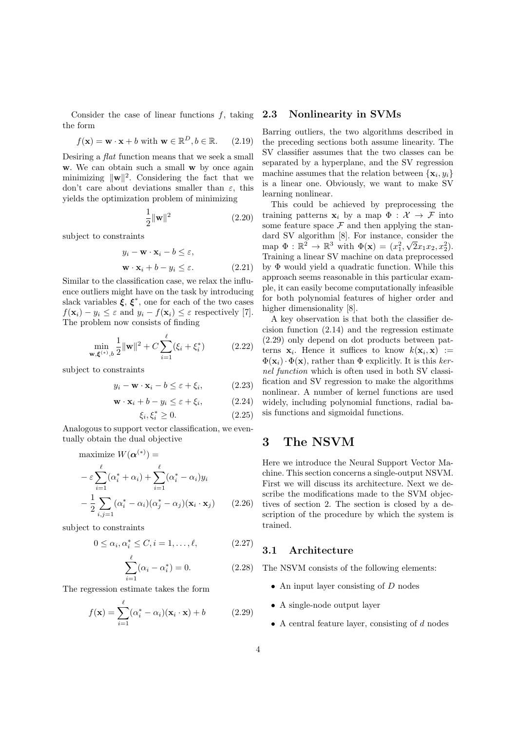Consider the case of linear functions $f$, taking the form

$$f(\mathbf{x}) = \mathbf{w} \cdot \mathbf{x} + b \text{ with } \mathbf{w} \in \mathbb{R}^D, b \in \mathbb{R}. \quad (2.19)$$

Desiring a *flat* function means that we seek a small $\mathbf{w}$. We can obtain such a small $\mathbf{w}$ by once again minimizing $\|\mathbf{w}\|^2$. Considering the fact that we don't care about deviations smaller than $\varepsilon$, this yields the optimization problem of minimizing

$$\frac{1}{2}\|\mathbf{w}\|^2 \quad (2.20)$$

subject to constraints

$$y_i - \mathbf{w} \cdot \mathbf{x}_i - b \leq \varepsilon,$$

$$\mathbf{w} \cdot \mathbf{x}_i + b - y_i \leq \varepsilon. \quad (2.21)$$

Similar to the classification case, we relax the influence outliers might have on the task by introducing slack variables $\boldsymbol{\xi}$, $\boldsymbol{\xi}^*$, one for each of the two cases $f(\mathbf{x}_i) - y_i \leq \varepsilon$ and $y_i - f(\mathbf{x}_i) \leq \varepsilon$ respectively [7]. The problem now consists of finding

$$\min_{\mathbf{w}, \boldsymbol{\xi}^{(*)}, b} \frac{1}{2}\|\mathbf{w}\|^2 + C\sum_{i=1}^{\ell}(\xi_i + \xi_i^*) \quad (2.22)$$

subject to constraints

$$y_i - \mathbf{w} \cdot \mathbf{x}_i - b \leq \varepsilon + \xi_i, \quad (2.23)$$

$$\mathbf{w} \cdot \mathbf{x}_i + b - y_i \leq \varepsilon + \xi_i, \quad (2.24)$$

$$\xi_i, \xi_i^* \geq 0. \quad (2.25)$$

Analogous to support vector classification, we eventually obtain the dual objective

$$\begin{aligned}
&\text{maximize } W(\boldsymbol{\alpha}^{(*)}) = \\
&- \varepsilon\sum_{i=1}^{\ell}(\alpha_i^* + \alpha_i) + \sum_{i=1}^{\ell}(\alpha_i^* - \alpha_i)y_i \\
&- \frac{1}{2}\sum_{i,j=1}(\alpha_i^* - \alpha_i)(\alpha_j^* - \alpha_j)(\mathbf{x}_i \cdot \mathbf{x}_j) \quad (2.26)
\end{aligned}$$

subject to constraints

$$0 \leq \alpha_i, \alpha_i^* \leq C, i = 1, \ldots, \ell, \quad (2.27)$$

$$\sum_{i=1}^{\ell}(\alpha_i - \alpha_i^*) = 0. \quad (2.28)$$

The regression estimate takes the form

$$f(\mathbf{x}) = \sum_{i=1}^{\ell}(\alpha_i^* - \alpha_i)(\mathbf{x}_i \cdot \mathbf{x}) + b \quad (2.29)$$

## 2.3 Nonlinearity in SVMs

Barring outliers, the two algorithms described in the preceding sections both assume linearity. The SV classifier assumes that the two classes can be separated by a hyperplane, and the SV regression machine assumes that the relation between $\{\mathbf{x}_i, y_i\}$ is a linear one. Obviously, we want to make SV learning nonlinear.

This could be achieved by preprocessing the training patterns $\mathbf{x}_i$ by a map $\Phi : \mathcal{X} \to \mathcal{F}$ into some feature space $\mathcal{F}$ and then applying the standard SV algorithm [8]. For instance, consider the map $\Phi : \mathbb{R}^2 \to \mathbb{R}^3$ with $\Phi(\mathbf{x}) = (x_1^2, \sqrt{2}x_1x_2, x_2^2)$. Training a linear SV machine on data preprocessed by $\Phi$ would yield a quadratic function. While this approach seems reasonable in this particular example, it can easily become computationally infeasible for both polynomial features of higher order and higher dimensionality [8].

A key observation is that both the classifier decision function (2.14) and the regression estimate (2.29) only depend on dot products between patterns $\mathbf{x}_i$. Hence it suffices to know $k(\mathbf{x}_i, \mathbf{x}) := \Phi(\mathbf{x}_i) \cdot \Phi(\mathbf{x})$, rather than $\Phi$ explicitly. It is this *kernel function* which is often used in both SV classification and SV regression to make the algorithms nonlinear. A number of kernel functions are used widely, including polynomial functions, radial basis functions and sigmoidal functions.

# 3 The NSVM

Here we introduce the Neural Support Vector Machine. This section concerns a single-output NSVM. First we will discuss its architecture. Next we describe the modifications made to the SVM objectives of section 2. The section is closed by a description of the procedure by which the system is trained.

## 3.1 Architecture

The NSVM consists of the following elements:

- An input layer consisting of $D$ nodes
- A single-node output layer
- A central feature layer, consisting of $d$ nodes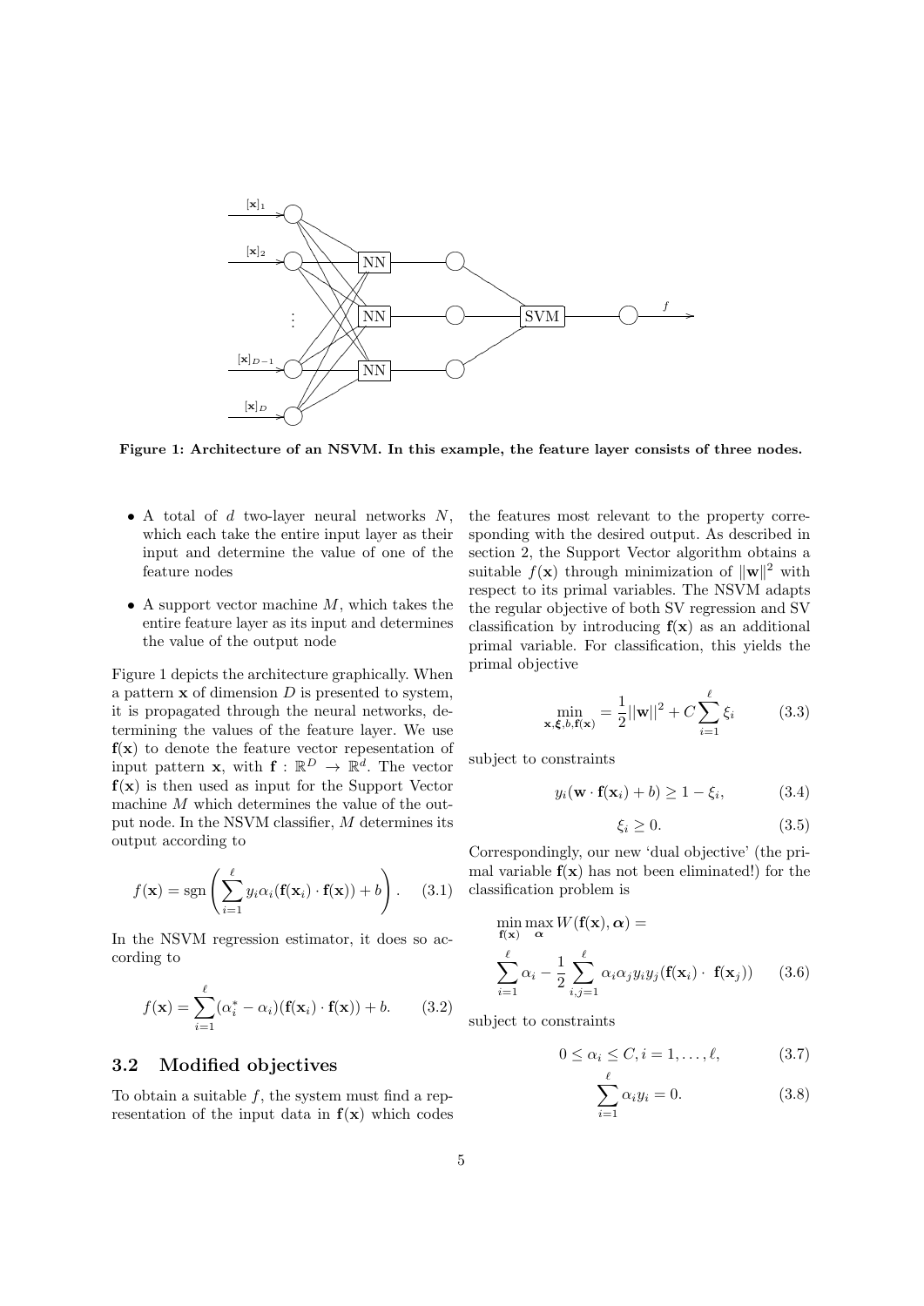Figure 1: Architecture of an NSVM. In this example, the feature layer consists of three nodes.

- A total of $d$ two-layer neural networks $N$, which each take the entire input layer as their input and determine the value of one of the feature nodes
- A support vector machine $M$, which takes the entire feature layer as its input and determines the value of the output node

Figure 1 depicts the architecture graphically. When a pattern $\mathbf{x}$ of dimension $D$ is presented to system, it is propagated through the neural networks, determining the values of the feature layer. We use $\mathbf{f}(\mathbf{x})$ to denote the feature vector repesentation of input pattern $\mathbf{x}$, with $\mathbf{f} : \mathbb{R}^D \rightarrow \mathbb{R}^d$. The vector $\mathbf{f}(\mathbf{x})$ is then used as input for the Support Vector machine $M$ which determines the value of the output node. In the NSVM classifier, $M$ determines its output according to

$$f(\mathbf{x}) = \text{sgn}\left(\sum_{i=1}^{\ell} y_i \alpha_i (\mathbf{f}(\mathbf{x}_i) \cdot \mathbf{f}(\mathbf{x})) + b\right). \quad (3.1)$$

In the NSVM regression estimator, it does so according to

$$f(\mathbf{x}) = \sum_{i=1}^{\ell} (\alpha_i^* - \alpha_i)(\mathbf{f}(\mathbf{x}_i) \cdot \mathbf{f}(\mathbf{x})) + b. \quad (3.2)$$

### 3.2 Modified objectives

To obtain a suitable $f$, the system must find a representation of the input data in $\mathbf{f}(\mathbf{x})$ which codes the features most relevant to the property corresponding with the desired output. As described in section 2, the Support Vector algorithm obtains a suitable $f(\mathbf{x})$ through minimization of $\|\mathbf{w}\|^2$ with respect to its primal variables. The NSVM adapts the regular objective of both SV regression and SV classification by introducing $\mathbf{f}(\mathbf{x})$ as an additional primal variable. For classification, this yields the primal objective

$$\min_{\mathbf{x}, \boldsymbol{\xi}, b, \mathbf{f}(\mathbf{x})} = \frac{1}{2}||\mathbf{w}||^2 + C \sum_{i=1}^{\ell} \xi_i \quad (3.3)$$

subject to constraints

$$y_i(\mathbf{w} \cdot \mathbf{f}(\mathbf{x}_i) + b) \geq 1 - \xi_i, \quad (3.4)$$

$$\xi_i \geq 0. \quad (3.5)$$

Correspondingly, our new 'dual objective' (the primal variable $\mathbf{f}(\mathbf{x})$ has not been eliminated!) for the classification problem is

$$\min_{\mathbf{f}(\mathbf{x})} \max_{\boldsymbol{\alpha}} W(\mathbf{f}(\mathbf{x}), \boldsymbol{\alpha}) = \sum_{i=1}^{\ell} \alpha_i - \frac{1}{2} \sum_{i,j=1}^{\ell} \alpha_i \alpha_j y_i y_j (\mathbf{f}(\mathbf{x}_i) \cdot \mathbf{f}(\mathbf{x}_j)) \quad (3.6)$$

subject to constraints

$$0 \leq \alpha_i \leq C, i = 1, \ldots, \ell, \quad (3.7)$$

$$\sum_{i=1}^{\ell} \alpha_i y_i = 0. \quad (3.8)$$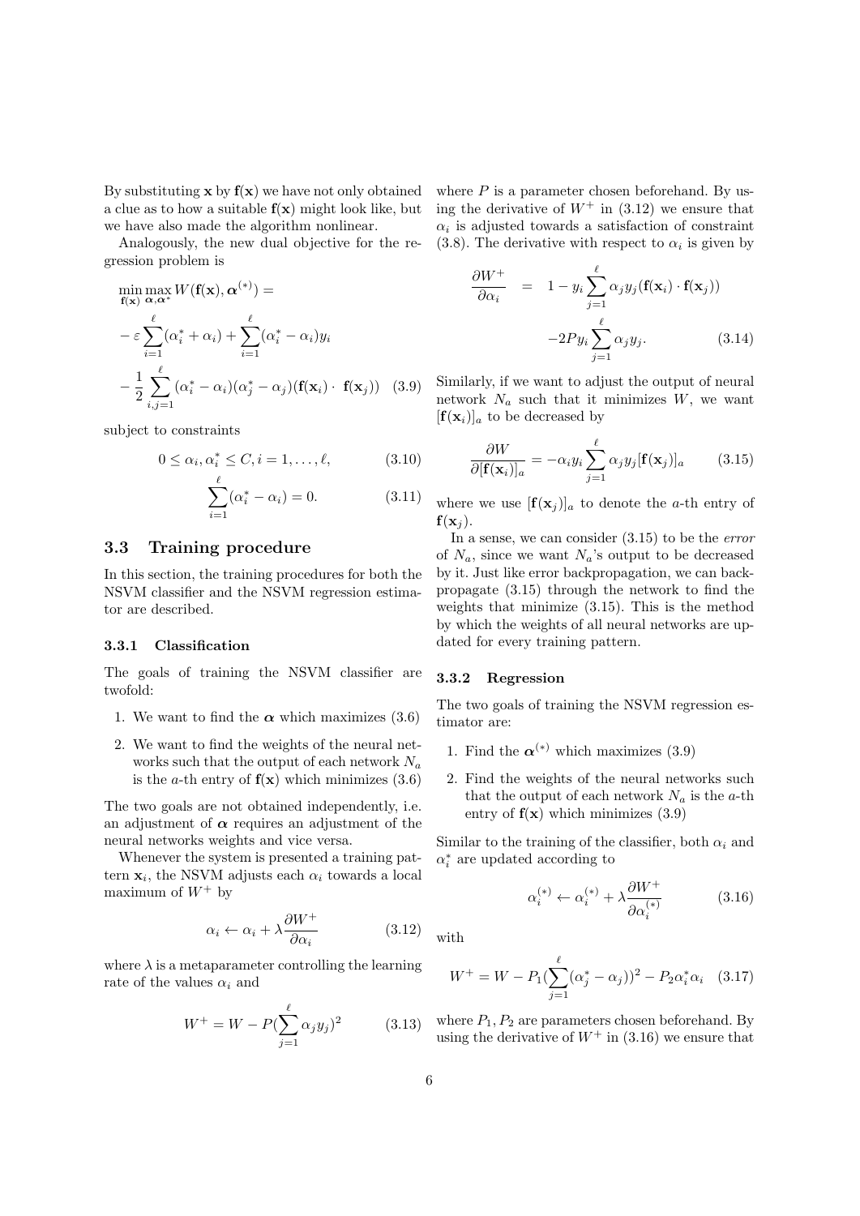By substituting $\mathbf{x}$ by $\mathbf{f}(\mathbf{x})$ we have not only obtained a clue as to how a suitable $\mathbf{f}(\mathbf{x})$ might look like, but we have also made the algorithm nonlinear.

Analogously, the new dual objective for the regression problem is

$$
\begin{aligned}
&\min_{\mathbf{f}(\mathbf{x})} \max_{\boldsymbol{\alpha},\boldsymbol{\alpha}^*} W(\mathbf{f}(\mathbf{x}), \boldsymbol{\alpha}^{(*)}) = \\
&-\varepsilon \sum_{i=1}^{\ell} (\alpha_i^* + \alpha_i) + \sum_{i=1}^{\ell} (\alpha_i^* - \alpha_i) y_i \\
&-\frac{1}{2} \sum_{i,j=1}^{\ell} (\alpha_i^* - \alpha_i)(\alpha_j^* - \alpha_j)(\mathbf{f}(\mathbf{x}_i) \cdot \mathbf{f}(\mathbf{x}_j)) \quad (3.9)
\end{aligned}
$$

subject to constraints

$$0 \leq \alpha_i, \alpha_i^* \leq C, i = 1, \ldots, \ell, \quad (3.10)$$

$$\sum_{i=1}^{\ell} (\alpha_i^* - \alpha_i) = 0. \quad (3.11)$$

## 3.3 Training procedure

In this section, the training procedures for both the NSVM classifier and the NSVM regression estimator are described.

### 3.3.1 Classification

The goals of training the NSVM classifier are twofold:

1. We want to find the $\boldsymbol{\alpha}$ which maximizes (3.6)
2. We want to find the weights of the neural networks such that the output of each network $N_a$ is the $a$-th entry of $\mathbf{f}(\mathbf{x})$ which minimizes (3.6)

The two goals are not obtained independently, i.e. an adjustment of $\boldsymbol{\alpha}$ requires an adjustment of the neural networks weights and vice versa.

Whenever the system is presented a training pattern $\mathbf{x}_i$, the NSVM adjusts each $\alpha_i$ towards a local maximum of $W^+$ by

$$\alpha_i \leftarrow \alpha_i + \lambda \frac{\partial W^+}{\partial \alpha_i} \quad (3.12)$$

where $\lambda$ is a metaparameter controlling the learning rate of the values $\alpha_i$ and

$$W^+ = W - P(\sum_{j=1}^{\ell} \alpha_j y_j)^2 \quad (3.13)$$

where $P$ is a parameter chosen beforehand. By using the derivative of $W^+$ in (3.12) we ensure that $\alpha_i$ is adjusted towards a satisfaction of constraint (3.8). The derivative with respect to $\alpha_i$ is given by

$$
\begin{aligned}
\frac{\partial W^+}{\partial \alpha_i} &= 1 - y_i \sum_{j=1}^{\ell} \alpha_j y_j (\mathbf{f}(\mathbf{x}_i) \cdot \mathbf{f}(\mathbf{x}_j)) \\
&\quad -2P y_i \sum_{j=1}^{\ell} \alpha_j y_j. \quad (3.14)
\end{aligned}
$$

Similarly, if we want to adjust the output of neural network $N_a$ such that it minimizes $W$, we want $[\mathbf{f}(\mathbf{x}_i)]_a$ to be decreased by

$$\frac{\partial W}{\partial [\mathbf{f}(\mathbf{x}_i)]_a} = -\alpha_i y_i \sum_{j=1}^{\ell} \alpha_j y_j [\mathbf{f}(\mathbf{x}_j)]_a \quad (3.15)$$

where we use $[\mathbf{f}(\mathbf{x}_j)]_a$ to denote the $a$-th entry of $\mathbf{f}(\mathbf{x}_j)$.

In a sense, we can consider (3.15) to be the *error* of $N_a$, since we want $N_a$'s output to be decreased by it. Just like error backpropagation, we can backpropagate (3.15) through the network to find the weights that minimize (3.15). This is the method by which the weights of all neural networks are updated for every training pattern.

### 3.3.2 Regression

The two goals of training the NSVM regression estimator are:

1. Find the $\boldsymbol{\alpha}^{(*)}$ which maximizes (3.9)
2. Find the weights of the neural networks such that the output of each network $N_a$ is the $a$-th entry of $\mathbf{f}(\mathbf{x})$ which minimizes (3.9)

Similar to the training of the classifier, both $\alpha_i$ and $\alpha_i^*$ are updated according to

$$\alpha_i^{(*)} \leftarrow \alpha_i^{(*)} + \lambda \frac{\partial W^+}{\partial \alpha_i^{(*)}} \quad (3.16)$$

with

$$W^+ = W - P_1(\sum_{j=1}^{\ell} (\alpha_j^* - \alpha_j))^2 - P_2 \alpha_i^* \alpha_i \quad (3.17)$$

where $P_1, P_2$ are parameters chosen beforehand. By using the derivative of $W^+$ in (3.16) we ensure that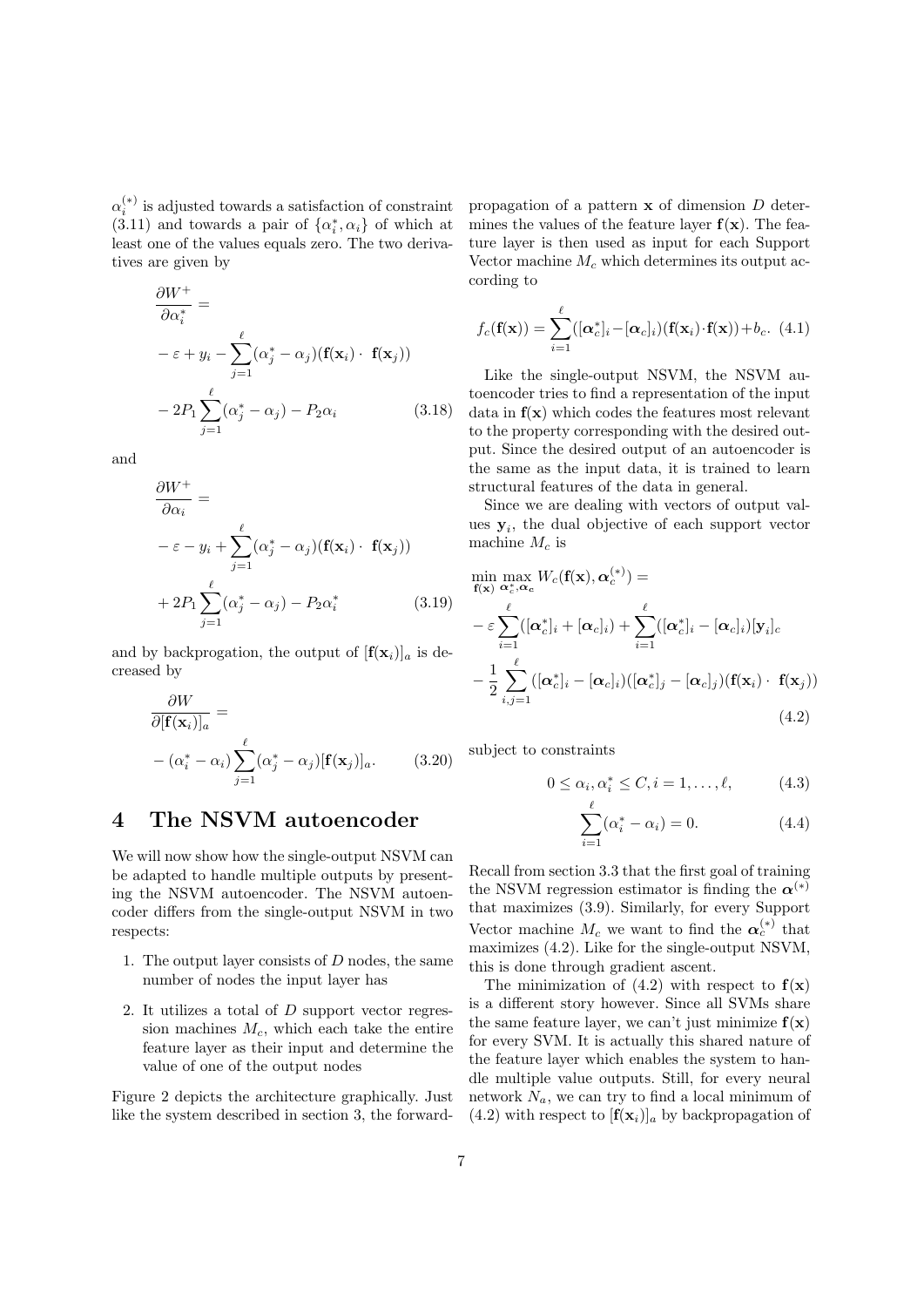$\alpha_i^{(*)}$ is adjusted towards a satisfaction of constraint (3.11) and towards a pair of $\{\alpha_i^*, \alpha_i\}$ of which at least one of the values equals zero. The two derivatives are given by

$$
\begin{aligned}
&\frac{\partial W^+}{\partial \alpha_i^*} = \\
&-\varepsilon + y_i - \sum_{j=1}^{\ell}(\alpha_j^* - \alpha_j)(\mathbf{f}(\mathbf{x}_i) \cdot \ \mathbf{f}(\mathbf{x}_j)) \\
&-2P_1 \sum_{j=1}^{\ell}(\alpha_j^* - \alpha_j) - P_2 \alpha_i
\end{aligned} \tag{3.18}
$$

and

$$
\begin{aligned}
&\frac{\partial W^+}{\partial \alpha_i} = \\
&-\varepsilon - y_i + \sum_{j=1}^{\ell}(\alpha_j^* - \alpha_j)(\mathbf{f}(\mathbf{x}_i) \cdot \ \mathbf{f}(\mathbf{x}_j)) \\
&+2P_1 \sum_{j=1}^{\ell}(\alpha_j^* - \alpha_j) - P_2 \alpha_i^*
\end{aligned} \tag{3.19}
$$

and by backprogation, the output of $[\mathbf{f}(\mathbf{x}_i)]_a$ is decreased by

$$
\begin{aligned}
&\frac{\partial W}{\partial [\mathbf{f}(\mathbf{x}_i)]_a} = \\
&-(\alpha_i^* - \alpha_i) \sum_{j=1}^{\ell}(\alpha_j^* - \alpha_j)[\mathbf{f}(\mathbf{x}_j)]_a.
\end{aligned} \tag{3.20}
$$

# 4 The NSVM autoencoder

We will now show how the single-output NSVM can be adapted to handle multiple outputs by presenting the NSVM autoencoder. The NSVM autoencoder differs from the single-output NSVM in two respects:

1. The output layer consists of $D$ nodes, the same number of nodes the input layer has
2. It utilizes a total of $D$ support vector regression machines $M_c$, which each take the entire feature layer as their input and determine the value of one of the output nodes

Figure 2 depicts the architecture graphically. Just like the system described in section 3, the forward-propagation of a pattern $\mathbf{x}$ of dimension $D$ determines the values of the feature layer $\mathbf{f}(\mathbf{x})$. The feature layer is then used as input for each Support Vector machine $M_c$ which determines its output according to

$$
f_c(\mathbf{f}(\mathbf{x})) = \sum_{i=1}^{\ell}([\boldsymbol{\alpha}_c^*]_i - [\boldsymbol{\alpha}_c]_i)(\mathbf{f}(\mathbf{x}_i) \cdot \mathbf{f}(\mathbf{x})) + b_c. \tag{4.1}
$$

Like the single-output NSVM, the NSVM autoencoder tries to find a representation of the input data in $\mathbf{f}(\mathbf{x})$ which codes the features most relevant to the property corresponding with the desired output. Since the desired output of an autoencoder is the same as the input data, it is trained to learn structural features of the data in general.

Since we are dealing with vectors of output values $\mathbf{y}_i$, the dual objective of each support vector machine $M_c$ is

$$
\begin{aligned}
&\min_{\mathbf{f}(\mathbf{x})} \max_{\boldsymbol{\alpha}_c^*, \boldsymbol{\alpha}_c} W_c(\mathbf{f}(\mathbf{x}), \boldsymbol{\alpha}_c^{(*)}) = \\
&-\varepsilon \sum_{i=1}^{\ell}([\boldsymbol{\alpha}_c^*]_i + [\boldsymbol{\alpha}_c]_i) + \sum_{i=1}^{\ell}([\boldsymbol{\alpha}_c^*]_i - [\boldsymbol{\alpha}_c]_i)[\mathbf{y}_i]_c \\
&-\frac{1}{2} \sum_{i,j=1}^{\ell}([\boldsymbol{\alpha}_c^*]_i - [\boldsymbol{\alpha}_c]_i)([\boldsymbol{\alpha}_c^*]_j - [\boldsymbol{\alpha}_c]_j)(\mathbf{f}(\mathbf{x}_i) \cdot \ \mathbf{f}(\mathbf{x}_j))
\end{aligned} \tag{4.2}
$$

subject to constraints

$$
0 \leq \alpha_i, \alpha_i^* \leq C, i = 1, \ldots, \ell, \tag{4.3}
$$

$$
\sum_{i=1}^{\ell}(\alpha_i^* - \alpha_i) = 0. \tag{4.4}
$$

Recall from section 3.3 that the first goal of training the NSVM regression estimator is finding the $\boldsymbol{\alpha}^{(*)}$ that maximizes (3.9). Similarly, for every Support Vector machine $M_c$ we want to find the $\boldsymbol{\alpha}_c^{(*)}$ that maximizes (4.2). Like for the single-output NSVM, this is done through gradient ascent.

The minimization of (4.2) with respect to $\mathbf{f}(\mathbf{x})$ is a different story however. Since all SVMs share the same feature layer, we can't just minimize $\mathbf{f}(\mathbf{x})$ for every SVM. It is actually this shared nature of the feature layer which enables the system to handle multiple value outputs. Still, for every neural network $N_a$, we can try to find a local minimum of (4.2) with respect to $[\mathbf{f}(\mathbf{x}_i)]_a$ by backpropagation of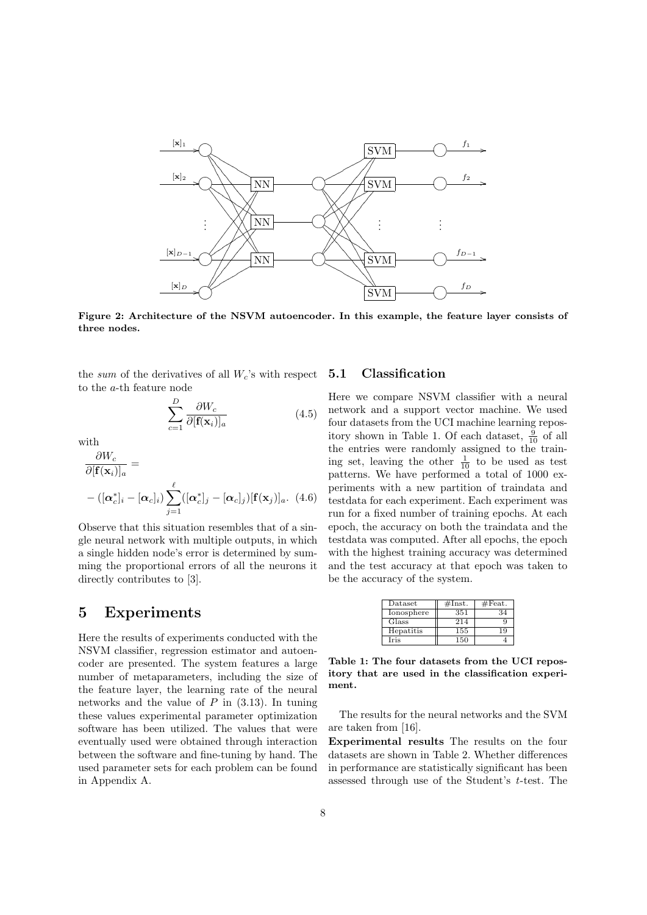Figure 2: Architecture of the NSVM autoencoder. In this example, the feature layer consists of three nodes.

the *sum* of the derivatives of all $W_c$'s with respect to the $a$-th feature node

$$\sum_{c=1}^{D} \frac{\partial W_c}{\partial [\mathbf{f}(\mathbf{x}_i)]_a} \tag{4.5}$$

with

$$\frac{\partial W_c}{\partial [\mathbf{f}(\mathbf{x}_i)]_a} = - ([\boldsymbol{\alpha}_c^*]_i - [\boldsymbol{\alpha}_c]_i) \sum_{j=1}^{\ell} ([\boldsymbol{\alpha}_c^*]_j - [\boldsymbol{\alpha}_c]_j)[\mathbf{f}(\mathbf{x}_j)]_a. \tag{4.6}$$

Observe that this situation resembles that of a single neural network with multiple outputs, in which a single hidden node's error is determined by summing the proportional errors of all the neurons it directly contributes to [3].

# 5 Experiments

Here the results of experiments conducted with the NSVM classifier, regression estimator and autoencoder are presented. The system features a large number of metaparameters, including the size of the feature layer, the learning rate of the neural networks and the value of $P$ in (3.13). In tuning these values experimental parameter optimization software has been utilized. The values that were eventually used were obtained through interaction between the software and fine-tuning by hand. The used parameter sets for each problem can be found in Appendix A.

## 5.1 Classification

Here we compare NSVM classifier with a neural network and a support vector machine. We used four datasets from the UCI machine learning repository shown in Table 1. Of each dataset, $\frac{9}{10}$ of all the entries were randomly assigned to the training set, leaving the other $\frac{1}{10}$ to be used as test patterns. We have performed a total of 1000 experiments with a new partition of traindata and testdata for each experiment. Each experiment was run for a fixed number of training epochs. At each epoch, the accuracy on both the traindata and the testdata was computed. After all epochs, the epoch with the highest training accuracy was determined and the test accuracy at that epoch was taken to be the accuracy of the system.

| Dataset | #Inst. | #Feat. |
|---|---|---|
| Ionosphere | 351 | 34 |
| Glass | 214 | 9 |
| Hepatitis | 155 | 19 |
| Iris | 150 | 4 |

**Table 1: The four datasets from the UCI repository that are used in the classification experiment.**

The results for the neural networks and the SVM are taken from [16].

**Experimental results** The results on the four datasets are shown in Table 2. Whether differences in performance are statistically significant has been assessed through use of the Student's $t$-test. The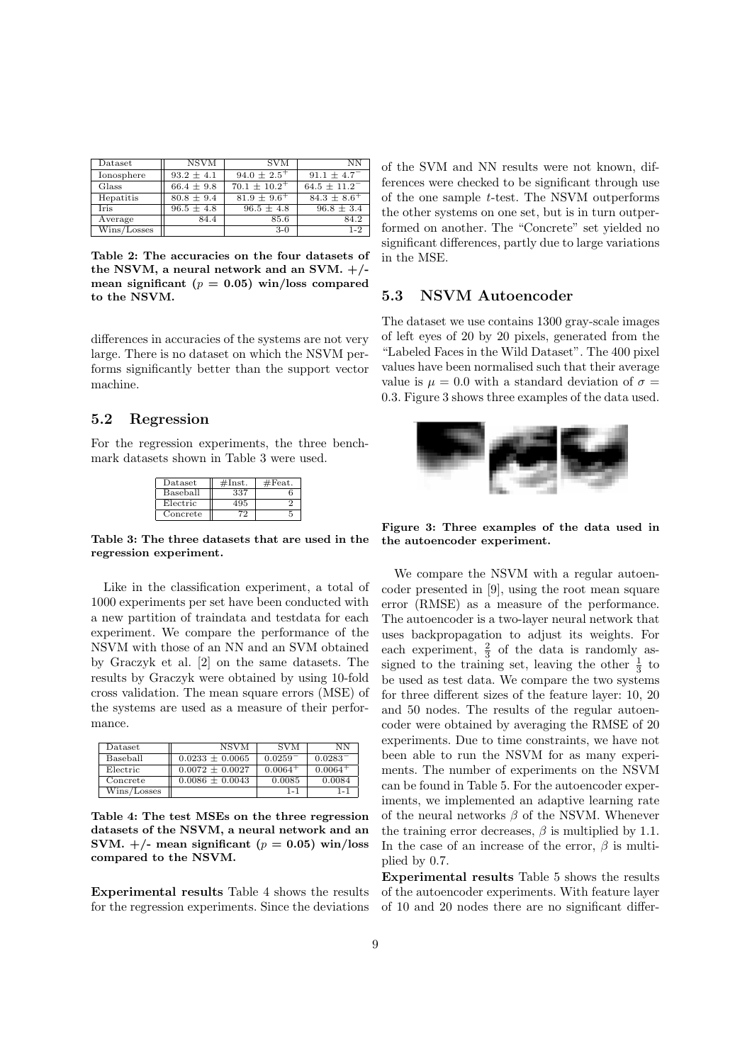| Dataset | NSVM | SVM | NN |
|---|---|---|---|
| Ionosphere | $93.2 \pm 4.1$ | $94.0 \pm 2.5^{+}$ | $91.1 \pm 4.7^{-}$ |
| Glass | $66.4 \pm 9.8$ | $70.1 \pm 10.2^{+}$ | $64.5 \pm 11.2^{-}$ |
| Hepatitis | $80.8 \pm 9.4$ | $81.9 \pm 9.6^{+}$ | $84.3 \pm 8.6^{+}$ |
| Iris | $96.5 \pm 4.8$ | $96.5 \pm 4.8$ | $96.8 \pm 3.4$ |
| Average | 84.4 | 85.6 | 84.2 |
| Wins/Losses | | 3-0 | 1-2 |

**Table 2: The accuracies on the four datasets of the NSVM, a neural network and an SVM. +/- mean significant ($p = 0.05$) win/loss compared to the NSVM.**

differences in accuracies of the systems are not very large. There is no dataset on which the NSVM performs significantly better than the support vector machine.

## 5.2 Regression

For the regression experiments, the three benchmark datasets shown in Table 3 were used.

| Dataset | #Inst. | #Feat. |
|---|---|---|
| Baseball | 337 | 6 |
| Electric | 495 | 2 |
| Concrete | 72 | 5 |

**Table 3: The three datasets that are used in the regression experiment.**

Like in the classification experiment, a total of 1000 experiments per set have been conducted with a new partition of traindata and testdata for each experiment. We compare the performance of the NSVM with those of an NN and an SVM obtained by Graczyk et al. [2] on the same datasets. The results by Graczyk were obtained by using 10-fold cross validation. The mean square errors (MSE) of the systems are used as a measure of their performance.

| Dataset | NSVM | SVM | NN |
|---|---|---|---|
| Baseball | $0.0233 \pm 0.0065$ | $0.0259^{-}$ | $0.0283^{-}$ |
| Electric | $0.0072 \pm 0.0027$ | $0.0064^{+}$ | $0.0064^{+}$ |
| Concrete | $0.0086 \pm 0.0043$ | 0.0085 | 0.0084 |
| Wins/Losses | | 1-1 | 1-1 |

**Table 4: The test MSEs on the three regression datasets of the NSVM, a neural network and an SVM. +/- mean significant ($p = 0.05$) win/loss compared to the NSVM.**

**Experimental results** Table 4 shows the results for the regression experiments. Since the deviations of the SVM and NN results were not known, differences were checked to be significant through use of the one sample $t$-test. The NSVM outperforms the other systems on one set, but is in turn outperformed on another. The "Concrete" set yielded no significant differences, partly due to large variations in the MSE.

## 5.3 NSVM Autoencoder

The dataset we use contains 1300 gray-scale images of left eyes of 20 by 20 pixels, generated from the "Labeled Faces in the Wild Dataset". The 400 pixel values have been normalised such that their average value is $\mu = 0.0$ with a standard deviation of $\sigma = 0.3$. Figure 3 shows three examples of the data used.

**Figure 3: Three examples of the data used in the autoencoder experiment.**

We compare the NSVM with a regular autoencoder presented in [9], using the root mean square error (RMSE) as a measure of the performance. The autoencoder is a two-layer neural network that uses backpropagation to adjust its weights. For each experiment, $\frac{2}{3}$ of the data is randomly assigned to the training set, leaving the other $\frac{1}{3}$ to be used as test data. We compare the two systems for three different sizes of the feature layer: 10, 20 and 50 nodes. The results of the regular autoencoder were obtained by averaging the RMSE of 20 experiments. Due to time constraints, we have not been able to run the NSVM for as many experiments. The number of experiments on the NSVM can be found in Table 5. For the autoencoder experiments, we implemented an adaptive learning rate of the neural networks $\beta$ of the NSVM. Whenever the training error decreases, $\beta$ is multiplied by 1.1. In the case of an increase of the error, $\beta$ is multiplied by 0.7.

**Experimental results** Table 5 shows the results of the autoencoder experiments. With feature layer of 10 and 20 nodes there are no significant differ-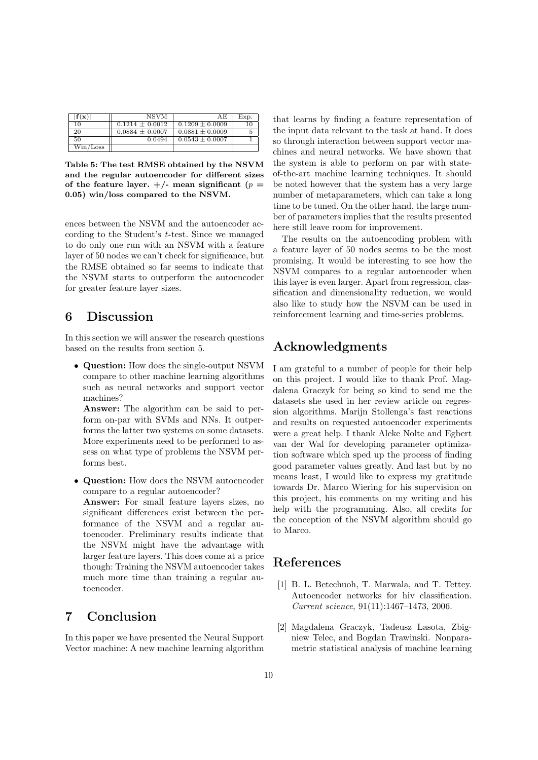| $\|\mathbf{f}(\mathbf{x})\|$ | NSVM | AE | Exp. |
|---|---|---|---|
| 10 | $0.1214 \pm 0.0012$ | $0.1209 \pm 0.0009$ | 10 |
| 20 | $0.0884 \pm 0.0007$ | $0.0881 \pm 0.0009$ | 5 |
| 50 | 0.0494 | $0.0543 \pm 0.0007$ | 1 |
| Win/Loss | | | |

**Table 5: The test RMSE obtained by the NSVM and the regular autoencoder for different sizes of the feature layer. +/- mean significant ($p = 0.05$) win/loss compared to the NSVM.**

ences between the NSVM and the autoencoder according to the Student's $t$-test. Since we managed to do only one run with an NSVM with a feature layer of 50 nodes we can't check for significance, but the RMSE obtained so far seems to indicate that the NSVM starts to outperform the autoencoder for greater feature layer sizes.

## 6 Discussion

In this section we will answer the research questions based on the results from section 5.

- **Question:** How does the single-output NSVM compare to other machine learning algorithms such as neural networks and support vector machines?
  **Answer:** The algorithm can be said to perform on-par with SVMs and NNs. It outperforms the latter two systems on some datasets. More experiments need to be performed to assess on what type of problems the NSVM performs best.

- **Question:** How does the NSVM autoencoder compare to a regular autoencoder?
  **Answer:** For small feature layers sizes, no significant differences exist between the performance of the NSVM and a regular autoencoder. Preliminary results indicate that the NSVM might have the advantage with larger feature layers. This does come at a price though: Training the NSVM autoencoder takes much more time than training a regular autoencoder.

## 7 Conclusion

In this paper we have presented the Neural Support Vector machine: A new machine learning algorithm that learns by finding a feature representation of the input data relevant to the task at hand. It does so through interaction between support vector machines and neural networks. We have shown that the system is able to perform on par with state-of-the-art machine learning techniques. It should be noted however that the system has a very large number of metaparameters, which can take a long time to be tuned. On the other hand, the large number of parameters implies that the results presented here still leave room for improvement.

The results on the autoencoding problem with a feature layer of 50 nodes seems to be the most promising. It would be interesting to see how the NSVM compares to a regular autoencoder when this layer is even larger. Apart from regression, classification and dimensionality reduction, we would also like to study how the NSVM can be used in reinforcement learning and time-series problems.

## Acknowledgments

I am grateful to a number of people for their help on this project. I would like to thank Prof. Magdalena Graczyk for being so kind to send me the datasets she used in her review article on regression algorithms. Marijn Stollenga's fast reactions and results on requested autoencoder experiments were a great help. I thank Aleke Nolte and Egbert van der Wal for developing parameter optimization software which sped up the process of finding good parameter values greatly. And last but by no means least, I would like to express my gratitude towards Dr. Marco Wiering for his supervision on this project, his comments on my writing and his help with the programming. Also, all credits for the conception of the NSVM algorithm should go to Marco.

## References

[1] B. L. Betechuoh, T. Marwala, and T. Tettey. Autoencoder networks for hiv classification. *Current science*, 91(11):1467–1473, 2006.

[2] Magdalena Graczyk, Tadeusz Lasota, Zbigniew Telec, and Bogdan Trawinski. Nonparametric statistical analysis of machine learning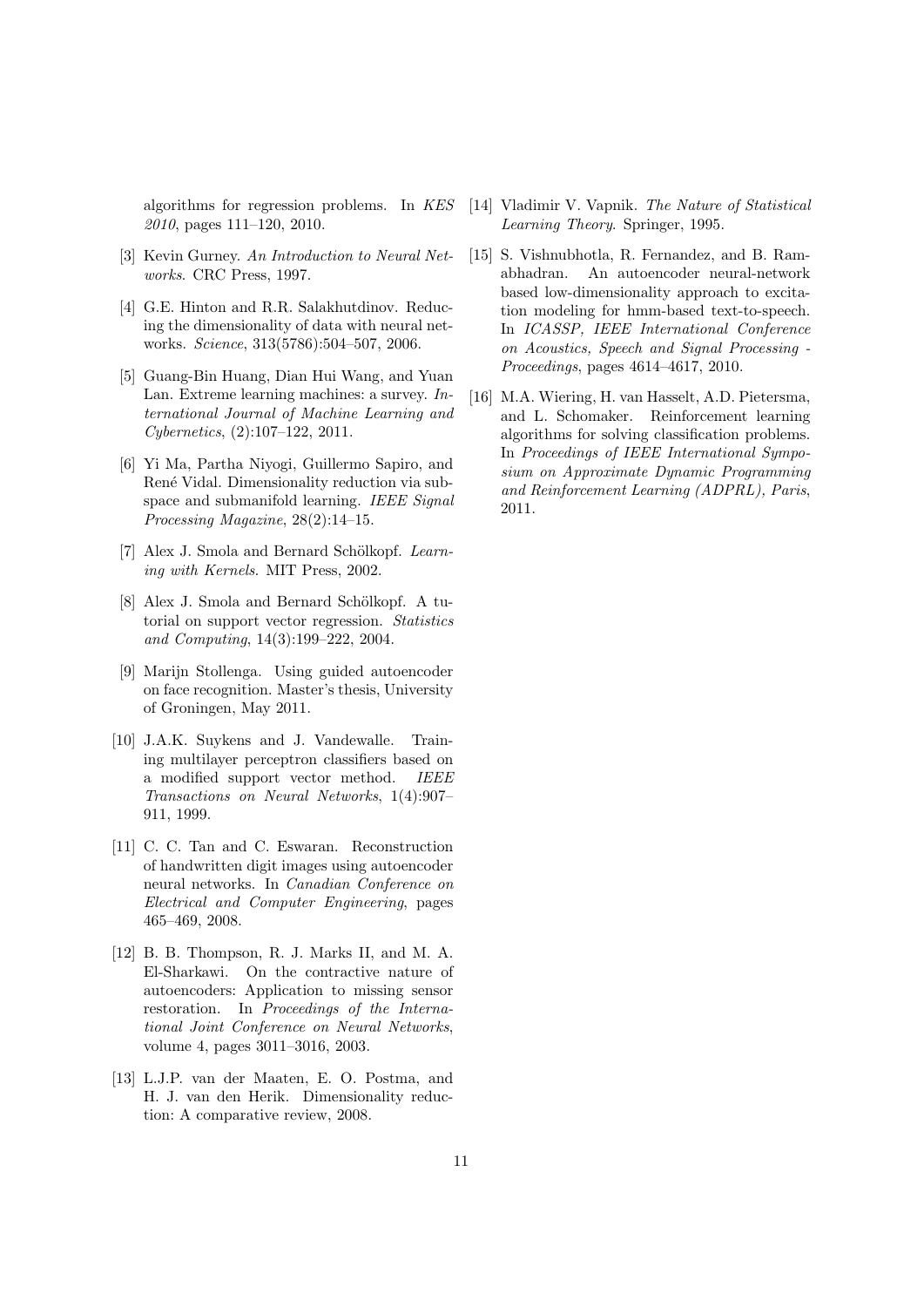algorithms for regression problems. In *KES 2010*, pages 111–120, 2010.

[3] Kevin Gurney. *An Introduction to Neural Networks*. CRC Press, 1997.

[4] G.E. Hinton and R.R. Salakhutdinov. Reducing the dimensionality of data with neural networks. *Science*, 313(5786):504–507, 2006.

[5] Guang-Bin Huang, Dian Hui Wang, and Yuan Lan. Extreme learning machines: a survey. *International Journal of Machine Learning and Cybernetics*, (2):107–122, 2011.

[6] Yi Ma, Partha Niyogi, Guillermo Sapiro, and René Vidal. Dimensionality reduction via subspace and submanifold learning. *IEEE Signal Processing Magazine*, 28(2):14–15.

[7] Alex J. Smola and Bernard Schölkopf. *Learning with Kernels*. MIT Press, 2002.

[8] Alex J. Smola and Bernard Schölkopf. A tutorial on support vector regression. *Statistics and Computing*, 14(3):199–222, 2004.

[9] Marijn Stollenga. Using guided autoencoder on face recognition. Master's thesis, University of Groningen, May 2011.

[10] J.A.K. Suykens and J. Vandewalle. Training multilayer perceptron classifiers based on a modified support vector method. *IEEE Transactions on Neural Networks*, 1(4):907–911, 1999.

[11] C. C. Tan and C. Eswaran. Reconstruction of handwritten digit images using autoencoder neural networks. In *Canadian Conference on Electrical and Computer Engineering*, pages 465–469, 2008.

[12] B. B. Thompson, R. J. Marks II, and M. A. El-Sharkawi. On the contractive nature of autoencoders: Application to missing sensor restoration. In *Proceedings of the International Joint Conference on Neural Networks*, volume 4, pages 3011–3016, 2003.

[13] L.J.P. van der Maaten, E. O. Postma, and H. J. van den Herik. Dimensionality reduction: A comparative review, 2008.

[14] Vladimir V. Vapnik. *The Nature of Statistical Learning Theory*. Springer, 1995.

[15] S. Vishnubhotla, R. Fernandez, and B. Ramabhadran. An autoencoder neural-network based low-dimensionality approach to excitation modeling for hmm-based text-to-speech. In *ICASSP, IEEE International Conference on Acoustics, Speech and Signal Processing - Proceedings*, pages 4614–4617, 2010.

[16] M.A. Wiering, H. van Hasselt, A.D. Pietersma, and L. Schomaker. Reinforcement learning algorithms for solving classification problems. In *Proceedings of IEEE International Symposium on Approximate Dynamic Programming and Reinforcement Learning (ADPRL), Paris*, 2011.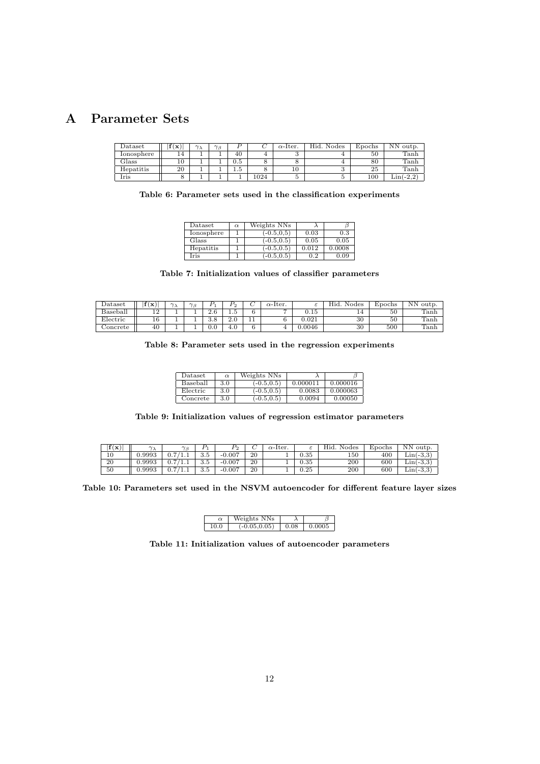# A Parameter Sets

| Dataset | $\|\mathbf{f}(\mathbf{x})\|$ | $\gamma_\lambda$ | $\gamma_\beta$ | $P$ | $C$ | $\alpha$-Iter. | Hid. Nodes | Epochs | NN outp. |
|---|---|---|---|---|---|---|---|---|---|
| Ionosphere | 14 | 1 | 1 | 40 | 4 | 3 | 4 | 50 | Tanh |
| Glass | 10 | 1 | 1 | 0.5 | 8 | 8 | 4 | 80 | Tanh |
| Hepatitis | 20 | 1 | 1 | 1.5 | 8 | 10 | 3 | 25 | Tanh |
| Iris | 8 | 1 | 1 | 1 | 1024 | 5 | 5 | 100 | Lin(-2,2) |

**Table 6: Parameter sets used in the classification experiments**

| Dataset | $\alpha$ | Weights NNs | $\lambda$ | $\beta$ |
|---|---|---|---|---|
| Ionosphere | 1 | (-0.5,0.5) | 0.03 | 0.3 |
| Glass | 1 | (-0.5,0.5) | 0.05 | 0.05 |
| Hepatitis | 1 | (-0.5,0.5) | 0.012 | 0.0008 |
| Iris | 1 | (-0.5,0.5) | 0.2 | 0.09 |

**Table 7: Initialization values of classifier parameters**

| Dataset | $\|\mathbf{f}(\mathbf{x})\|$ | $\gamma_\lambda$ | $\gamma_\beta$ | $P_1$ | $P_2$ | $C$ | $\alpha$-Iter. | $\varepsilon$ | Hid. Nodes | Epochs | NN outp. |
|---|---|---|---|---|---|---|---|---|---|---|---|
| Baseball | 12 | 1 | 1 | 2.6 | 1.5 | 6 | 7 | 0.15 | 14 | 50 | Tanh |
| Electric | 16 | 1 | 1 | 3.8 | 2.0 | 11 | 6 | 0.021 | 30 | 50 | Tanh |
| Concrete | 40 | 1 | 1 | 0.0 | 4.0 | 6 | 4 | 0.0046 | 30 | 500 | Tanh |

**Table 8: Parameter sets used in the regression experiments**

| Dataset | $\alpha$ | Weights NNs | $\lambda$ | $\beta$ |
|---|---|---|---|---|
| Baseball | 3.0 | (-0.5,0.5) | 0.000011 | 0.000016 |
| Electric | 3.0 | (-0.5,0.5) | 0.0083 | 0.000063 |
| Concrete | 3.0 | (-0.5,0.5) | 0.0094 | 0.00050 |

**Table 9: Initialization values of regression estimator parameters**

| $\|\mathbf{f}(\mathbf{x})\|$ | $\gamma_\lambda$ | $\gamma_\beta$ | $P_1$ | $P_2$ | $C$ | $\alpha$-Iter. | $\varepsilon$ | Hid. Nodes | Epochs | NN outp. |
|---|---|---|---|---|---|---|---|---|---|---|
| 10 | 0.9993 | 0.7/1.1 | 3.5 | -0.007 | 20 | 1 | 0.35 | 150 | 400 | Lin(-3,3) |
| 20 | 0.9993 | 0.7/1.1 | 3.5 | -0.007 | 20 | 1 | 0.35 | 200 | 600 | Lin(-3,3) |
| 50 | 0.9993 | 0.7/1.1 | 3.5 | -0.007 | 20 | 1 | 0.25 | 200 | 600 | Lin(-3,3) |

**Table 10: Parameters set used in the NSVM autoencoder for different feature layer sizes**

| $\alpha$ | Weights NNs | $\lambda$ | $\beta$ |
|---|---|---|---|
| 10.0 | (-0.05,0.05) | 0.08 | 0.0005 |

**Table 11: Initialization values of autoencoder parameters**